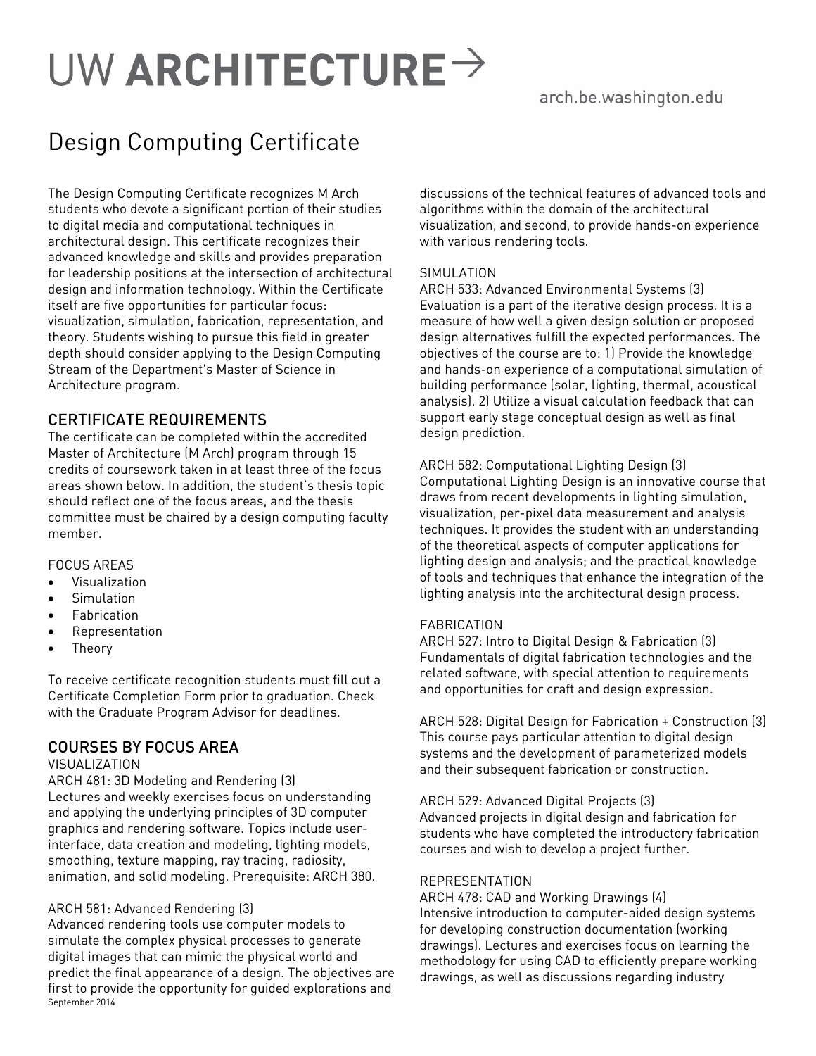# UW ARCHITECTURE →

arch.be.washington.edu

# Design Computing Certificate

The Design Computing Certificate recognizes M Arch students who devote a significant portion of their studies to digital media and computational techniques in architectural design. This certificate recognizes their advanced knowledge and skills and provides preparation for leadership positions at the intersection of architectural design and information technology. Within the Certificate itself are five opportunities for particular focus: visualization, simulation, fabrication, representation, and theory. Students wishing to pursue this field in greater depth should consider applying to the Design Computing Stream of the Department's Master of Science in Architecture program.

## CERTIFICATE REQUIREMENTS

The certificate can be completed within the accredited Master of Architecture (M Arch) program through 15 credits of coursework taken in at least three of the focus areas shown below. In addition, the student's thesis topic should reflect one of the focus areas, and the thesis committee must be chaired by a design computing faculty member.

FOCUS AREAS

- Visualization
- Simulation
- Fabrication
- Representation
- Theory

To receive certificate recognition students must fill out a Certificate Completion Form prior to graduation. Check with the Graduate Program Advisor for deadlines.

## COURSES BY FOCUS AREA

### VISUALIZATION

ARCH 481: 3D Modeling and Rendering (3)
Lectures and weekly exercises focus on understanding and applying the underlying principles of 3D computer graphics and rendering software. Topics include user-interface, data creation and modeling, lighting models, smoothing, texture mapping, ray tracing, radiosity, animation, and solid modeling. Prerequisite: ARCH 380.

ARCH 581: Advanced Rendering (3)
Advanced rendering tools use computer models to simulate the complex physical processes to generate digital images that can mimic the physical world and predict the final appearance of a design. The objectives are first to provide the opportunity for guided explorations and discussions of the technical features of advanced tools and algorithms within the domain of the architectural visualization, and second, to provide hands-on experience with various rendering tools.

### SIMULATION

ARCH 533: Advanced Environmental Systems (3)
Evaluation is a part of the iterative design process. It is a measure of how well a given design solution or proposed design alternatives fulfill the expected performances. The objectives of the course are to: 1) Provide the knowledge and hands-on experience of a computational simulation of building performance (solar, lighting, thermal, acoustical analysis). 2) Utilize a visual calculation feedback that can support early stage conceptual design as well as final design prediction.

ARCH 582: Computational Lighting Design (3)
Computational Lighting Design is an innovative course that draws from recent developments in lighting simulation, visualization, per-pixel data measurement and analysis techniques. It provides the student with an understanding of the theoretical aspects of computer applications for lighting design and analysis; and the practical knowledge of tools and techniques that enhance the integration of the lighting analysis into the architectural design process.

### FABRICATION

ARCH 527: Intro to Digital Design & Fabrication (3)
Fundamentals of digital fabrication technologies and the related software, with special attention to requirements and opportunities for craft and design expression.

ARCH 528: Digital Design for Fabrication + Construction (3)
This course pays particular attention to digital design systems and the development of parameterized models and their subsequent fabrication or construction.

ARCH 529: Advanced Digital Projects (3)
Advanced projects in digital design and fabrication for students who have completed the introductory fabrication courses and wish to develop a project further.

### REPRESENTATION

ARCH 478: CAD and Working Drawings (4)
Intensive introduction to computer-aided design systems for developing construction documentation (working drawings). Lectures and exercises focus on learning the methodology for using CAD to efficiently prepare working drawings, as well as discussions regarding industry

September 2014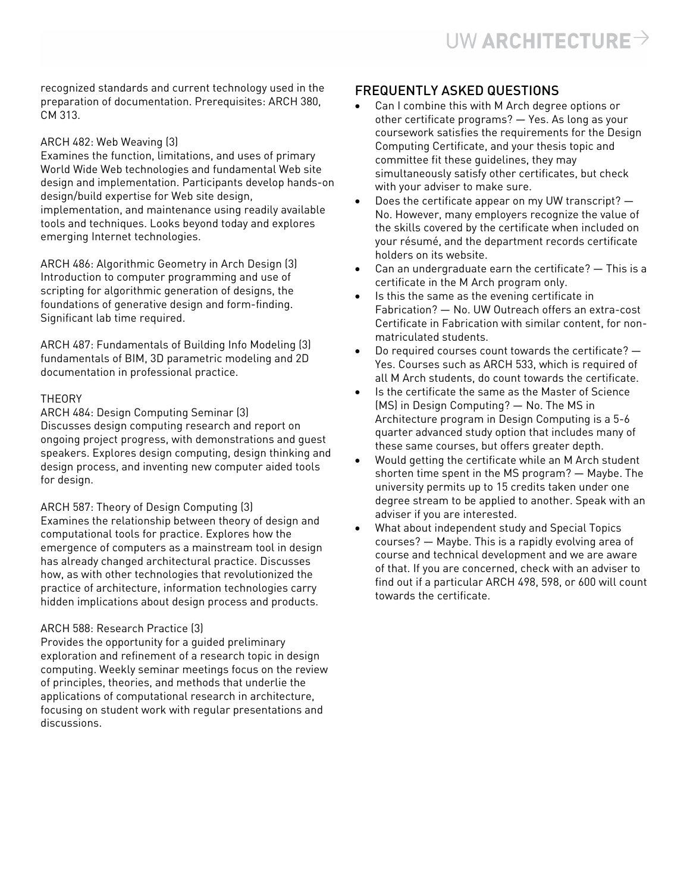recognized standards and current technology used in the preparation of documentation. Prerequisites: ARCH 380, CM 313.

ARCH 482: Web Weaving (3)
Examines the function, limitations, and uses of primary World Wide Web technologies and fundamental Web site design and implementation. Participants develop hands-on design/build expertise for Web site design, implementation, and maintenance using readily available tools and techniques. Looks beyond today and explores emerging Internet technologies.

ARCH 486: Algorithmic Geometry in Arch Design (3)
Introduction to computer programming and use of scripting for algorithmic generation of designs, the foundations of generative design and form-finding. Significant lab time required.

ARCH 487: Fundamentals of Building Info Modeling (3)
fundamentals of BIM, 3D parametric modeling and 2D documentation in professional practice.

THEORY

ARCH 484: Design Computing Seminar (3)
Discusses design computing research and report on ongoing project progress, with demonstrations and guest speakers. Explores design computing, design thinking and design process, and inventing new computer aided tools for design.

ARCH 587: Theory of Design Computing (3)
Examines the relationship between theory of design and computational tools for practice. Explores how the emergence of computers as a mainstream tool in design has already changed architectural practice. Discusses how, as with other technologies that revolutionized the practice of architecture, information technologies carry hidden implications about design process and products.

ARCH 588: Research Practice (3)
Provides the opportunity for a guided preliminary exploration and refinement of a research topic in design computing. Weekly seminar meetings focus on the review of principles, theories, and methods that underlie the applications of computational research in architecture, focusing on student work with regular presentations and discussions.

## FREQUENTLY ASKED QUESTIONS

- Can I combine this with M Arch degree options or other certificate programs? — Yes. As long as your coursework satisfies the requirements for the Design Computing Certificate, and your thesis topic and committee fit these guidelines, they may simultaneously satisfy other certificates, but check with your adviser to make sure.
- Does the certificate appear on my UW transcript? — No. However, many employers recognize the value of the skills covered by the certificate when included on your résumé, and the department records certificate holders on its website.
- Can an undergraduate earn the certificate? — This is a certificate in the M Arch program only.
- Is this the same as the evening certificate in Fabrication? — No. UW Outreach offers an extra-cost Certificate in Fabrication with similar content, for non-matriculated students.
- Do required courses count towards the certificate? — Yes. Courses such as ARCH 533, which is required of all M Arch students, do count towards the certificate.
- Is the certificate the same as the Master of Science (MS) in Design Computing? — No. The MS in Architecture program in Design Computing is a 5-6 quarter advanced study option that includes many of these same courses, but offers greater depth.
- Would getting the certificate while an M Arch student shorten time spent in the MS program? — Maybe. The university permits up to 15 credits taken under one degree stream to be applied to another. Speak with an adviser if you are interested.
- What about independent study and Special Topics courses? — Maybe. This is a rapidly evolving area of course and technical development and we are aware of that. If you are concerned, check with an adviser to find out if a particular ARCH 498, 598, or 600 will count towards the certificate.